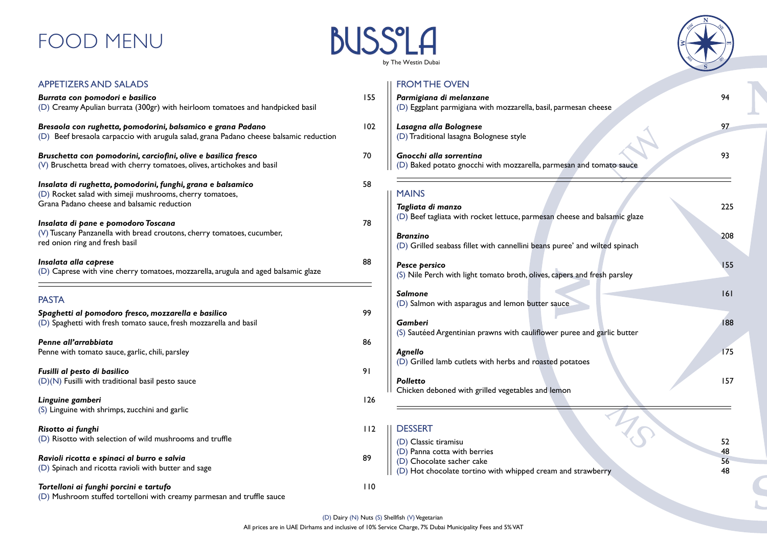# FOOD MENU

**BUSSOLA**
by The Westin Dubai

## APPETIZERS AND SALADS

***Burrata con pomodori e basilico*** — 155
(D) Creamy Apulian burrata (300gr) with heirloom tomatoes and handpicked basil

***Bresaola con rughetta, pomodorini, balsamico e grana Padano*** — 102
(D) Beef bresaola carpaccio with arugula salad, grana Padano cheese balsamic reduction

***Bruschetta con pomodorini, carciofini, olive e basilica fresco*** — 70
(V) Bruschetta bread with cherry tomatoes, olives, artichokes and basil

***Insalata di rughetta, pomodorini, funghi, grana e balsamico*** — 58
(D) Rocket salad with simeji mushrooms, cherry tomatoes, Grana Padano cheese and balsamic reduction

***Insalata di pane e pomodoro Toscana*** — 78
(V) Tuscany Panzanella with bread croutons, cherry tomatoes, cucumber, red onion ring and fresh basil

***Insalata alla caprese*** — 88
(D) Caprese with vine cherry tomatoes, mozzarella, arugula and aged balsamic glaze

## PASTA

***Spaghetti al pomodoro fresco, mozzarella e basilico*** — 99
(D) Spaghetti with fresh tomato sauce, fresh mozzarella and basil

***Penne all'arrabbiata*** — 86
Penne with tomato sauce, garlic, chili, parsley

***Fusilli al pesto di basilico*** — 91
(D)(N) Fusilli with traditional basil pesto sauce

***Linguine gamberi*** — 126
(S) Linguine with shrimps, zucchini and garlic

***Risotto ai funghi*** — 112
(D) Risotto with selection of wild mushrooms and truffle

***Ravioli ricotta e spinaci al burro e salvia*** — 89
(D) Spinach and ricotta ravioli with butter and sage

***Tortelloni ai funghi porcini e tartufo*** — 110
(D) Mushroom stuffed tortelloni with creamy parmesan and truffle sauce

## FROM THE OVEN

***Parmigiana di melanzane*** — 94
(D) Eggplant parmigiana with mozzarella, basil, parmesan cheese

***Lasagna alla Bolognese*** — 97
(D) Traditional lasagna Bolognese style

***Gnocchi alla sorrentina*** — 93
(D) Baked potato gnocchi with mozzarella, parmesan and tomato sauce

## MAINS

***Tagliata di manzo*** — 225
(D) Beef tagliata with rocket lettuce, parmesan cheese and balsamic glaze

***Branzino*** — 208
(D) Grilled seabass fillet with cannellini beans puree' and wilted spinach

***Pesce persico*** — 155
(S) Nile Perch with light tomato broth, olives, capers and fresh parsley

***Salmone*** — 161
(D) Salmon with asparagus and lemon butter sauce

***Gamberi*** — 188
(S) Sautéed Argentinian prawns with cauliflower puree and garlic butter

***Agnello*** — 175
(D) Grilled lamb cutlets with herbs and roasted potatoes

***Polletto*** — 157
Chicken deboned with grilled vegetables and lemon

## DESSERT

(D) Classic tiramisu — 52
(D) Panna cotta with berries — 48
(D) Chocolate sacher cake — 56
(D) Hot chocolate tortino with whipped cream and strawberry — 48

(D) Dairy (N) Nuts (S) Shellfish (V) Vegetarian

All prices are in UAE Dirhams and inclusive of 10% Service Charge, 7% Dubai Municipality Fees and 5% VAT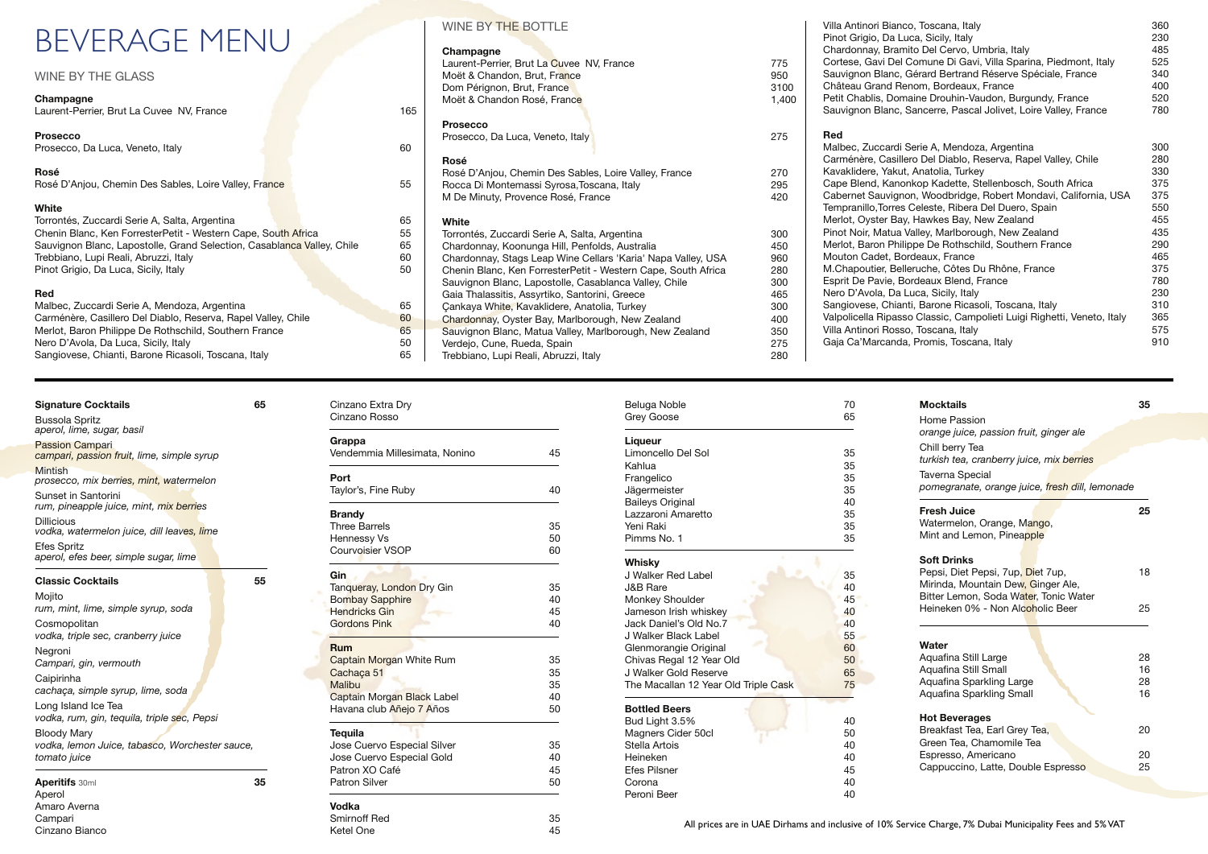# BEVERAGE MENU

## WINE BY THE GLASS

### Champagne

| | |
|---|---|
| Laurent-Perrier, Brut La Cuvee NV, France | 165 |

### Prosecco

| | |
|---|---|
| Prosecco, Da Luca, Veneto, Italy | 60 |

### Rosé

| | |
|---|---|
| Rosé D'Anjou, Chemin Des Sables, Loire Valley, France | 55 |

### White

| | |
|---|---|
| Torrontés, Zuccardi Serie A, Salta, Argentina | 65 |
| Chenin Blanc, Ken ForresterPetit - Western Cape, South Africa | 55 |
| Sauvignon Blanc, Lapostolle, Grand Selection, Casablanca Valley, Chile | 65 |
| Trebbiano, Lupi Reali, Abruzzi, Italy | 60 |
| Pinot Grigio, Da Luca, Sicily, Italy | 50 |

### Red

| | |
|---|---|
| Malbec, Zuccardi Serie A, Mendoza, Argentina | 65 |
| Carménère, Casillero Del Diablo, Reserva, Rapel Valley, Chile | 60 |
| Merlot, Baron Philippe De Rothschild, Southern France | 65 |
| Nero D'Avola, Da Luca, Sicily, Italy | 50 |
| Sangiovese, Chianti, Barone Ricasoli, Toscana, Italy | 65 |

## WINE BY THE BOTTLE

### Champagne

| | |
|---|---|
| Laurent-Perrier, Brut La Cuvee NV, France | 775 |
| Moët & Chandon, Brut, France | 950 |
| Dom Pérignon, Brut, France | 3100 |
| Moët & Chandon Rosé, France | 1,400 |

### Prosecco

| | |
|---|---|
| Prosecco, Da Luca, Veneto, Italy | 275 |

### Rosé

| | |
|---|---|
| Rosé D'Anjou, Chemin Des Sables, Loire Valley, France | 270 |
| Rocca Di Montemassi Syrosa,Toscana, Italy | 295 |
| M De Minuty, Provence Rosé, France | 420 |

### White

| | |
|---|---|
| Torrontés, Zuccardi Serie A, Salta, Argentina | 300 |
| Chardonnay, Koonunga Hill, Penfolds, Australia | 450 |
| Chardonnay, Stags Leap Wine Cellars 'Karia' Napa Valley, USA | 960 |
| Chenin Blanc, Ken ForresterPetit - Western Cape, South Africa | 280 |
| Sauvignon Blanc, Lapostolle, Casablanca Valley, Chile | 300 |
| Gaia Thalassitis, Assyrtiko, Santorini, Greece | 465 |
| Çankaya White, Kavaklidere, Anatolia, Turkey | 300 |
| Chardonnay, Oyster Bay, Marlborough, New Zealand | 400 |
| Sauvignon Blanc, Matua Valley, Marlborough, New Zealand | 350 |
| Verdejo, Cune, Rueda, Spain | 275 |
| Trebbiano, Lupi Reali, Abruzzi, Italy | 280 |
| Villa Antinori Bianco, Toscana, Italy | 360 |
| Pinot Grigio, Da Luca, Sicily, Italy | 230 |
| Chardonnay, Bramito Del Cervo, Umbria, Italy | 485 |
| Cortese, Gavi Del Comune Di Gavi, Villa Sparina, Piedmont, Italy | 525 |
| Sauvignon Blanc, Gérard Bertrand Réserve Spéciale, France | 340 |
| Château Grand Renom, Bordeaux, France | 400 |
| Petit Chablis, Domaine Drouhin-Vaudon, Burgundy, France | 520 |
| Sauvignon Blanc, Sancerre, Pascal Jolivet, Loire Valley, France | 780 |

### Red

| | |
|---|---|
| Malbec, Zuccardi Serie A, Mendoza, Argentina | 300 |
| Carménère, Casillero Del Diablo, Reserva, Rapel Valley, Chile | 280 |
| Kavaklidere, Yakut, Anatolia, Turkey | 330 |
| Cape Blend, Kanonkop Kadette, Stellenbosch, South Africa | 375 |
| Cabernet Sauvignon, Woodbridge, Robert Mondavi, California, USA | 375 |
| Tempranillo,Torres Celeste, Ribera Del Duero, Spain | 550 |
| Merlot, Oyster Bay, Hawkes Bay, New Zealand | 455 |
| Pinot Noir, Matua Valley, Marlborough, New Zealand | 435 |
| Merlot, Baron Philippe De Rothschild, Southern France | 290 |
| Mouton Cadet, Bordeaux, France | 465 |
| M.Chapoutier, Belleruche, Côtes Du Rhône, France | 375 |
| Esprit De Pavie, Bordeaux Blend, France | 780 |
| Nero D'Avola, Da Luca, Sicily, Italy | 230 |
| Sangiovese, Chianti, Barone Ricasoli, Toscana, Italy | 310 |
| Valpolicella Ripasso Classic, Campolieti Luigi Righetti, Veneto, Italy | 365 |
| Villa Antinori Rosso, Toscana, Italy | 575 |
| Gaja Ca'Marcanda, Promis, Toscana, Italy | 910 |

### Signature Cocktails — 65

- Bussola Spritz
  *aperol, lime, sugar, basil*
- Passion Campari
  *campari, passion fruit, lime, simple syrup*
- Mintish
  *prosecco, mix berries, mint, watermelon*
- Sunset in Santorini
  *rum, pineapple juice, mint, mix berries*
- Dillicious
  *vodka, watermelon juice, dill leaves, lime*
- Efes Spritz
  *aperol, efes beer, simple sugar, lime*

### Classic Cocktails — 55

- Mojito
  *rum, mint, lime, simple syrup, soda*
- Cosmopolitan
  *vodka, triple sec, cranberry juice*
- Negroni
  *Campari, gin, vermouth*
- Caipirinha
  *cachaça, simple syrup, lime, soda*
- Long Island Ice Tea
  *vodka, rum, gin, tequila, triple sec, Pepsi*
- Bloody Mary
  *vodka, lemon Juice, tabasco, Worchester sauce, tomato juice*

### Aperitifs 30ml — 35

- Aperol
- Amaro Averna
- Campari
- Cinzano Bianco
- Cinzano Extra Dry
- Cinzano Rosso

### Grappa

| | |
|---|---|
| Vendemmia Millesimata, Nonino | 45 |

### Port

| | |
|---|---|
| Taylor's, Fine Ruby | 40 |

### Brandy

| | |
|---|---|
| Three Barrels | 35 |
| Hennessy Vs | 50 |
| Courvoisier VSOP | 60 |

### Gin

| | |
|---|---|
| Tanqueray, London Dry Gin | 35 |
| Bombay Sapphire | 40 |
| Hendricks Gin | 45 |
| Gordons Pink | 40 |

### Rum

| | |
|---|---|
| Captain Morgan White Rum | 35 |
| Cachaça 51 | 35 |
| Malibu | 35 |
| Captain Morgan Black Label | 40 |
| Havana club Añejo 7 Años | 50 |

### Tequila

| | |
|---|---|
| Jose Cuervo Especial Silver | 35 |
| Jose Cuervo Especial Gold | 40 |
| Patron XO Café | 45 |
| Patron Silver | 50 |

### Vodka

| | |
|---|---|
| Smirnoff Red | 35 |
| Ketel One | 45 |
| Beluga Noble | 70 |
| Grey Goose | 65 |

### Liqueur

| | |
|---|---|
| Limoncello Del Sol | 35 |
| Kahlua | 35 |
| Frangelico | 35 |
| Jägermeister | 35 |
| Baileys Original | 40 |
| Lazzaroni Amaretto | 35 |
| Yeni Raki | 35 |
| Pimms No. 1 | 35 |

### Whisky

| | |
|---|---|
| J Walker Red Label | 35 |
| J&B Rare | 40 |
| Monkey Shoulder | 45 |
| Jameson Irish whiskey | 40 |
| Jack Daniel's Old No.7 | 40 |
| J Walker Black Label | 55 |
| Glenmorangie Original | 60 |
| Chivas Regal 12 Year Old | 50 |
| J Walker Gold Reserve | 65 |
| The Macallan 12 Year Old Triple Cask | 75 |

### Bottled Beers

| | |
|---|---|
| Bud Light 3.5% | 40 |
| Magners Cider 50cl | 50 |
| Stella Artois | 40 |
| Heineken | 40 |
| Efes Pilsner | 45 |
| Corona | 40 |
| Peroni Beer | 40 |

### Mocktails — 35

- Home Passion
  *orange juice, passion fruit, ginger ale*
- Chill berry Tea
  *turkish tea, cranberry juice, mix berries*
- Taverna Special
  *pomegranate, orange juice, fresh dill, lemonade*

### Fresh Juice — 25

Watermelon, Orange, Mango, Mint and Lemon, Pineapple

### Soft Drinks

| | |
|---|---|
| Pepsi, Diet Pepsi, 7up, Diet 7up, Mirinda, Mountain Dew, Ginger Ale, Bitter Lemon, Soda Water, Tonic Water | 18 |
| Heineken 0% - Non Alcoholic Beer | 25 |

### Water

| | |
|---|---|
| Aquafina Still Large | 28 |
| Aquafina Still Small | 16 |
| Aquafina Sparkling Large | 28 |
| Aquafina Sparkling Small | 16 |

### Hot Beverages

| | |
|---|---|
| Breakfast Tea, Earl Grey Tea, Green Tea, Chamomile Tea | 20 |
| Espresso, Americano | 20 |
| Cappuccino, Latte, Double Espresso | 25 |

All prices are in UAE Dirhams and inclusive of 10% Service Charge, 7% Dubai Municipality Fees and 5% VAT